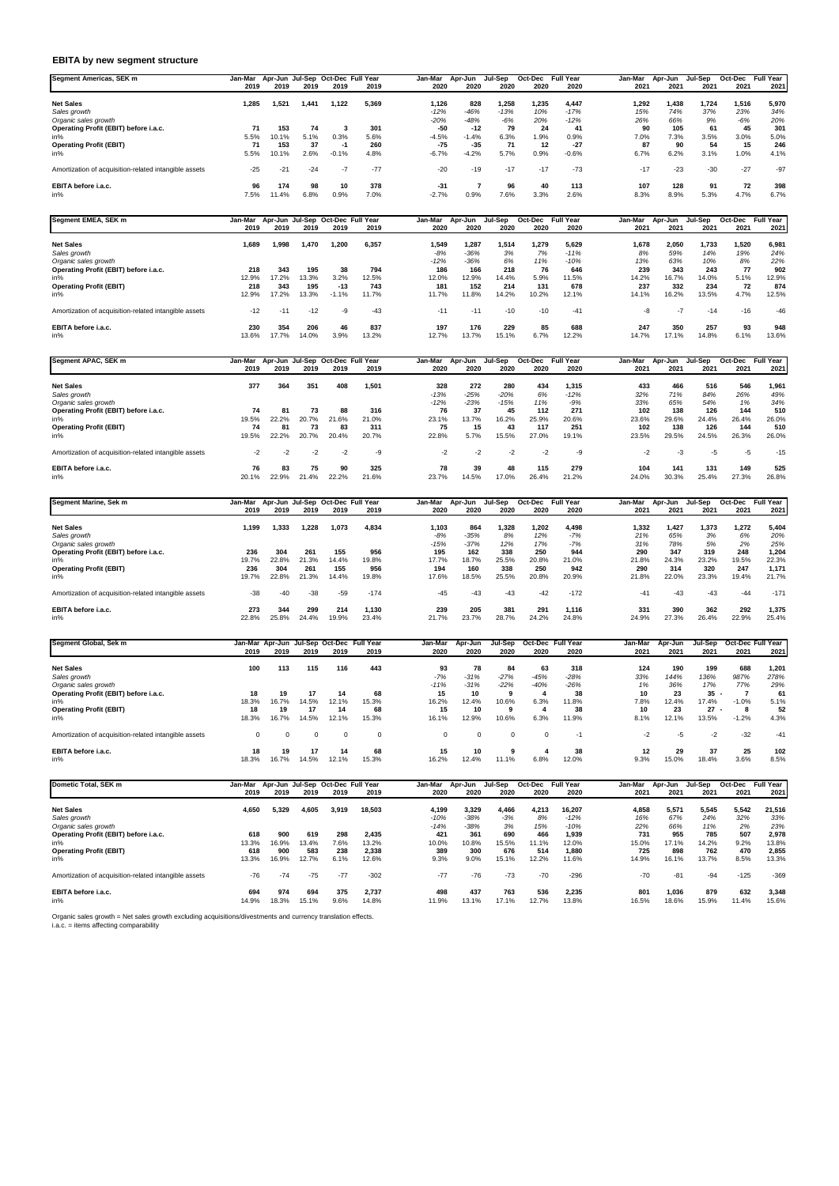## EBITA by new segment structure

| Segment Americas, SEK m | Jan-Mar 2019 | Apr-Jun 2019 | Jul-Sep 2019 | Oct-Dec 2019 | Full Year 2019 | Jan-Mar 2020 | Apr-Jun 2020 | Jul-Sep 2020 | Oct-Dec 2020 | Full Year 2020 | Jan-Mar 2021 | Apr-Jun 2021 | Jul-Sep 2021 | Oct-Dec 2021 | Full Year 2021 |
|---|---|---|---|---|---|---|---|---|---|---|---|---|---|---|---|
| **Net Sales** | 1,285 | 1,521 | 1,441 | 1,122 | 5,369 | 1,126 | 828 | 1,258 | 1,235 | 4,447 | 1,292 | 1,438 | 1,724 | 1,516 | 5,970 |
| *Sales growth* | | | | | | -12% | -46% | -13% | 10% | -17% | 15% | 74% | 37% | 23% | 34% |
| *Organic sales growth* | | | | | | -20% | -48% | -6% | 20% | -12% | 26% | 66% | 9% | -6% | 20% |
| **Operating Profit (EBIT) before i.a.c.** | 71 | 153 | 74 | 3 | 301 | -50 | -12 | 79 | 24 | 41 | 90 | 105 | 61 | 45 | 301 |
| in% | 5.5% | 10.1% | 5.1% | 0.3% | 5.6% | -4.5% | -1.4% | 6.3% | 1.9% | 0.9% | 7.0% | 7.3% | 3.5% | 3.0% | 5.0% |
| **Operating Profit (EBIT)** | 71 | 153 | 37 | -1 | 260 | -75 | -35 | 71 | 12 | -27 | 87 | 90 | 54 | 15 | 246 |
| in% | 5.5% | 10.1% | 2.6% | -0.1% | 4.8% | -6.7% | -4.2% | 5.7% | 0.9% | -0.6% | 6.7% | 6.2% | 3.1% | 1.0% | 4.1% |
| Amortization of acquisition-related intangible assets | -25 | -21 | -24 | -7 | -77 | -20 | -19 | -17 | -17 | -73 | -17 | -23 | -30 | -27 | -97 |
| **EBITA before i.a.c.** | 96 | 174 | 98 | 10 | 378 | -31 | 7 | 96 | 40 | 113 | 107 | 128 | 91 | 72 | 398 |
| in% | 7.5% | 11.4% | 6.8% | 0.9% | 7.0% | -2.7% | 0.9% | 7.6% | 3.3% | 2.6% | 8.3% | 8.9% | 5.3% | 4.7% | 6.7% |

| Segment EMEA, SEK m | Jan-Mar 2019 | Apr-Jun 2019 | Jul-Sep 2019 | Oct-Dec 2019 | Full Year 2019 | Jan-Mar 2020 | Apr-Jun 2020 | Jul-Sep 2020 | Oct-Dec 2020 | Full Year 2020 | Jan-Mar 2021 | Apr-Jun 2021 | Jul-Sep 2021 | Oct-Dec 2021 | Full Year 2021 |
|---|---|---|---|---|---|---|---|---|---|---|---|---|---|---|---|
| **Net Sales** | 1,689 | 1,998 | 1,470 | 1,200 | 6,357 | 1,549 | 1,287 | 1,514 | 1,279 | 5,629 | 1,678 | 2,050 | 1,733 | 1,520 | 6,981 |
| *Sales growth* | | | | | | -8% | -36% | 3% | 7% | -11% | 8% | 59% | 14% | 19% | 24% |
| *Organic sales growth* | | | | | | -12% | -36% | 6% | 11% | -10% | 13% | 63% | 10% | 8% | 22% |
| **Operating Profit (EBIT) before i.a.c.** | 218 | 343 | 195 | 38 | 794 | 186 | 166 | 218 | 76 | 646 | 239 | 343 | 243 | 77 | 902 |
| in% | 12.9% | 17.2% | 13.3% | 3.2% | 12.5% | 12.0% | 12.9% | 14.4% | 5.9% | 11.5% | 14.2% | 16.7% | 14.0% | 5.1% | 12.9% |
| **Operating Profit (EBIT)** | 218 | 343 | 195 | -13 | 743 | 181 | 152 | 214 | 131 | 678 | 237 | 332 | 234 | 72 | 874 |
| in% | 12.9% | 17.2% | 13.3% | -1.1% | 11.7% | 11.7% | 11.8% | 14.2% | 10.2% | 12.1% | 14.1% | 16.2% | 13.5% | 4.7% | 12.5% |
| Amortization of acquisition-related intangible assets | -12 | -11 | -12 | -9 | -43 | -11 | -11 | -10 | -10 | -41 | -8 | -7 | -14 | -16 | -46 |
| **EBITA before i.a.c.** | 230 | 354 | 206 | 46 | 837 | 197 | 176 | 229 | 85 | 688 | 247 | 350 | 257 | 93 | 948 |
| in% | 13.6% | 17.7% | 14.0% | 3.9% | 13.2% | 12.7% | 13.7% | 15.1% | 6.7% | 12.2% | 14.7% | 17.1% | 14.8% | 6.1% | 13.6% |

| Segment APAC, SEK m | Jan-Mar 2019 | Apr-Jun 2019 | Jul-Sep 2019 | Oct-Dec 2019 | Full Year 2019 | Jan-Mar 2020 | Apr-Jun 2020 | Jul-Sep 2020 | Oct-Dec 2020 | Full Year 2020 | Jan-Mar 2021 | Apr-Jun 2021 | Jul-Sep 2021 | Oct-Dec 2021 | Full Year 2021 |
|---|---|---|---|---|---|---|---|---|---|---|---|---|---|---|---|
| **Net Sales** | 377 | 364 | 351 | 408 | 1,501 | 328 | 272 | 280 | 434 | 1,315 | 433 | 466 | 516 | 546 | 1,961 |
| *Sales growth* | | | | | | -13% | -25% | -20% | 6% | -12% | 32% | 71% | 84% | 26% | 49% |
| *Organic sales growth* | | | | | | -12% | -23% | -15% | 11% | -9% | 33% | 65% | 54% | 1% | 34% |
| **Operating Profit (EBIT) before i.a.c.** | 74 | 81 | 73 | 88 | 316 | 76 | 37 | 45 | 112 | 271 | 102 | 138 | 126 | 144 | 510 |
| in% | 19.5% | 22.2% | 20.7% | 21.6% | 21.0% | 23.1% | 13.7% | 16.2% | 25.9% | 20.6% | 23.6% | 29.6% | 24.4% | 26.4% | 26.0% |
| **Operating Profit (EBIT)** | 74 | 81 | 73 | 83 | 311 | 75 | 15 | 43 | 117 | 251 | 102 | 138 | 126 | 144 | 510 |
| in% | 19.5% | 22.2% | 20.7% | 20.4% | 20.7% | 22.8% | 5.7% | 15.5% | 27.0% | 19.1% | 23.5% | 29.5% | 24.5% | 26.3% | 26.0% |
| Amortization of acquisition-related intangible assets | -2 | -2 | -2 | -2 | -9 | -2 | -2 | -2 | -2 | -9 | -2 | -3 | -5 | -5 | -15 |
| **EBITA before i.a.c.** | 76 | 83 | 75 | 90 | 325 | 78 | 39 | 48 | 115 | 279 | 104 | 141 | 131 | 149 | 525 |
| in% | 20.1% | 22.9% | 21.4% | 22.2% | 21.6% | 23.7% | 14.5% | 17.0% | 26.4% | 21.2% | 24.0% | 30.3% | 25.4% | 27.3% | 26.8% |

| Segment Marine, Sek m | Jan-Mar 2019 | Apr-Jun 2019 | Jul-Sep 2019 | Oct-Dec 2019 | Full Year 2019 | Jan-Mar 2020 | Apr-Jun 2020 | Jul-Sep 2020 | Oct-Dec 2020 | Full Year 2020 | Jan-Mar 2021 | Apr-Jun 2021 | Jul-Sep 2021 | Oct-Dec 2021 | Full Year 2021 |
|---|---|---|---|---|---|---|---|---|---|---|---|---|---|---|---|
| **Net Sales** | 1,199 | 1,333 | 1,228 | 1,073 | 4,834 | 1,103 | 864 | 1,328 | 1,202 | 4,498 | 1,332 | 1,427 | 1,373 | 1,272 | 5,404 |
| *Sales growth* | | | | | | -8% | -35% | 8% | 12% | -7% | 21% | 65% | 3% | 6% | 20% |
| *Organic sales growth* | | | | | | -15% | -37% | 12% | 17% | -7% | 31% | 78% | 5% | 2% | 25% |
| **Operating Profit (EBIT) before i.a.c.** | 236 | 304 | 261 | 155 | 956 | 195 | 162 | 338 | 250 | 944 | 290 | 347 | 319 | 248 | 1,204 |
| in% | 19.7% | 22.8% | 21.3% | 14.4% | 19.8% | 17.7% | 18.7% | 25.5% | 20.8% | 21.0% | 21.8% | 24.3% | 23.2% | 19.5% | 22.3% |
| **Operating Profit (EBIT)** | 236 | 304 | 261 | 155 | 956 | 194 | 160 | 338 | 250 | 942 | 290 | 314 | 320 | 247 | 1,171 |
| in% | 19.7% | 22.8% | 21.3% | 14.4% | 19.8% | 17.6% | 18.5% | 25.5% | 20.8% | 20.9% | 21.8% | 22.0% | 23.3% | 19.4% | 21.7% |
| Amortization of acquisition-related intangible assets | -38 | -40 | -38 | -59 | -174 | -45 | -43 | -43 | -42 | -172 | -41 | -43 | -43 | -44 | -171 |
| **EBITA before i.a.c.** | 273 | 344 | 299 | 214 | 1,130 | 239 | 205 | 381 | 291 | 1,116 | 331 | 390 | 362 | 292 | 1,375 |
| in% | 22.8% | 25.8% | 24.4% | 19.9% | 23.4% | 21.7% | 23.7% | 28.7% | 24.2% | 24.8% | 24.9% | 27.3% | 26.4% | 22.9% | 25.4% |

| Segment Global, Sek m | Jan-Mar 2019 | Apr-Jun 2019 | Jul-Sep 2019 | Oct-Dec 2019 | Full Year 2019 | Jan-Mar 2020 | Apr-Jun 2020 | Jul-Sep 2020 | Oct-Dec 2020 | Full Year 2020 | Jan-Mar 2021 | Apr-Jun 2021 | Jul-Sep 2021 | Oct-Dec 2021 | Full Year 2021 |
|---|---|---|---|---|---|---|---|---|---|---|---|---|---|---|---|
| **Net Sales** | 100 | 113 | 115 | 116 | 443 | 93 | 78 | 84 | 63 | 318 | 124 | 190 | 199 | 688 | 1,201 |
| *Sales growth* | | | | | | -7% | -31% | -27% | -45% | -28% | 33% | 144% | 136% | 987% | 278% |
| *Organic sales growth* | | | | | | -11% | -31% | -22% | -40% | -26% | 1% | 36% | 17% | 77% | 29% |
| **Operating Profit (EBIT) before i.a.c.** | 18 | 19 | 17 | 14 | 68 | 15 | 10 | 9 | 4 | 38 | 10 | 23 | 35 - | 7 | 61 |
| in% | 18.3% | 16.7% | 14.5% | 12.1% | 15.3% | 16.2% | 12.4% | 10.6% | 6.3% | 11.8% | 7.8% | 12.4% | 17.4% | -1.0% | 5.1% |
| **Operating Profit (EBIT)** | 18 | 19 | 17 | 14 | 68 | 15 | 10 | 9 | 4 | 38 | 10 | 23 | 27 - | 8 | 52 |
| in% | 18.3% | 16.7% | 14.5% | 12.1% | 15.3% | 16.1% | 12.9% | 10.6% | 6.3% | 11.9% | 8.1% | 12.1% | 13.5% | -1.2% | 4.3% |
| Amortization of acquisition-related intangible assets | 0 | 0 | 0 | 0 | 0 | 0 | 0 | 0 | 0 | -1 | -2 | -5 | -2 | -32 | -41 |
| **EBITA before i.a.c.** | 18 | 19 | 17 | 14 | 68 | 15 | 10 | 9 | 4 | 38 | 12 | 29 | 37 | 25 | 102 |
| in% | 18.3% | 16.7% | 14.5% | 12.1% | 15.3% | 16.2% | 12.4% | 11.1% | 6.8% | 12.0% | 9.3% | 15.0% | 18.4% | 3.6% | 8.5% |

| Dometic Total, SEK m | Jan-Mar 2019 | Apr-Jun 2019 | Jul-Sep 2019 | Oct-Dec 2019 | Full Year 2019 | Jan-Mar 2020 | Apr-Jun 2020 | Jul-Sep 2020 | Oct-Dec 2020 | Full Year 2020 | Jan-Mar 2021 | Apr-Jun 2021 | Jul-Sep 2021 | Oct-Dec 2021 | Full Year 2021 |
|---|---|---|---|---|---|---|---|---|---|---|---|---|---|---|---|
| **Net Sales** | 4,650 | 5,329 | 4,605 | 3,919 | 18,503 | 4,199 | 3,329 | 4,466 | 4,213 | 16,207 | 4,858 | 5,571 | 5,545 | 5,542 | 21,516 |
| *Sales growth* | | | | | | -10% | -38% | -3% | 8% | -12% | 16% | 67% | 24% | 32% | 33% |
| *Organic sales growth* | | | | | | -14% | -38% | 3% | 15% | -10% | 22% | 66% | 11% | 2% | 23% |
| **Operating Profit (EBIT) before i.a.c.** | 618 | 900 | 619 | 298 | 2,435 | 421 | 361 | 690 | 466 | 1,939 | 731 | 955 | 785 | 507 | 2,978 |
| in% | 13.3% | 16.9% | 13.4% | 7.6% | 13.2% | 10.0% | 10.8% | 15.5% | 11.1% | 12.0% | 15.0% | 17.1% | 14.2% | 9.2% | 13.8% |
| **Operating Profit (EBIT)** | 618 | 900 | 583 | 238 | 2,338 | 389 | 300 | 676 | 514 | 1,880 | 725 | 898 | 762 | 470 | 2,855 |
| in% | 13.3% | 16.9% | 12.7% | 6.1% | 12.6% | 9.3% | 9.0% | 15.1% | 12.2% | 11.6% | 14.9% | 16.1% | 13.7% | 8.5% | 13.3% |
| Amortization of acquisition-related intangible assets | -76 | -74 | -75 | -77 | -302 | -77 | -76 | -73 | -70 | -296 | -70 | -81 | -94 | -125 | -369 |
| **EBITA before i.a.c.** | 694 | 974 | 694 | 375 | 2,737 | 498 | 437 | 763 | 536 | 2,235 | 801 | 1,036 | 879 | 632 | 3,348 |
| in% | 14.9% | 18.3% | 15.1% | 9.6% | 14.8% | 11.9% | 13.1% | 17.1% | 12.7% | 13.8% | 16.5% | 18.6% | 15.9% | 11.4% | 15.6% |

Organic sales growth = Net sales growth excluding acquisitions/divestments and currency translation effects.
i.a.c. = items affecting comparability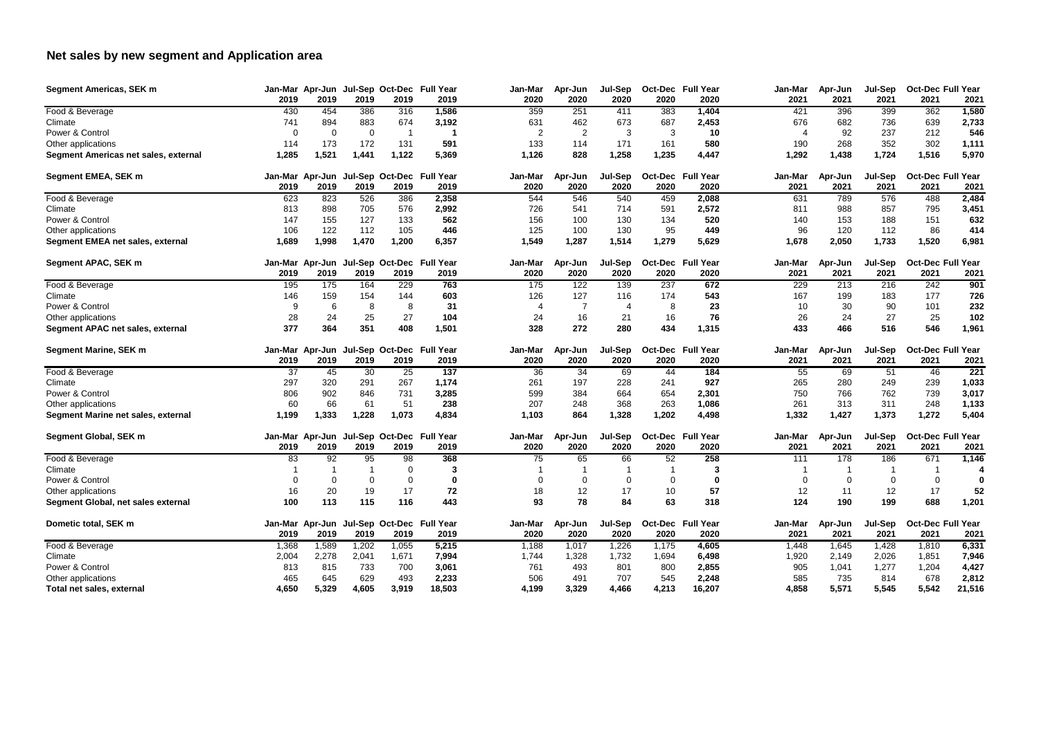## Net sales by new segment and Application area

| Segment Americas, SEK m | Jan-Mar 2019 | Apr-Jun 2019 | Jul-Sep 2019 | Oct-Dec 2019 | Full Year 2019 | Jan-Mar 2020 | Apr-Jun 2020 | Jul-Sep 2020 | Oct-Dec 2020 | Full Year 2020 | Jan-Mar 2021 | Apr-Jun 2021 | Jul-Sep 2021 | Oct-Dec 2021 | Full Year 2021 |
|---|---|---|---|---|---|---|---|---|---|---|---|---|---|---|---|
| Food & Beverage | 430 | 454 | 386 | 316 | **1,586** | 359 | 251 | 411 | 383 | **1,404** | 421 | 396 | 399 | 362 | **1,580** |
| Climate | 741 | 894 | 883 | 674 | **3,192** | 631 | 462 | 673 | 687 | **2,453** | 676 | 682 | 736 | 639 | **2,733** |
| Power & Control | 0 | 0 | 0 | 1 | **1** | 2 | 2 | 3 | 3 | **10** | 4 | 92 | 237 | 212 | **546** |
| Other applications | 114 | 173 | 172 | 131 | **591** | 133 | 114 | 171 | 161 | **580** | 190 | 268 | 352 | 302 | **1,111** |
| **Segment Americas net sales, external** | **1,285** | **1,521** | **1,441** | **1,122** | **5,369** | **1,126** | **828** | **1,258** | **1,235** | **4,447** | **1,292** | **1,438** | **1,724** | **1,516** | **5,970** |

| Segment EMEA, SEK m | Jan-Mar 2019 | Apr-Jun 2019 | Jul-Sep 2019 | Oct-Dec 2019 | Full Year 2019 | Jan-Mar 2020 | Apr-Jun 2020 | Jul-Sep 2020 | Oct-Dec 2020 | Full Year 2020 | Jan-Mar 2021 | Apr-Jun 2021 | Jul-Sep 2021 | Oct-Dec 2021 | Full Year 2021 |
|---|---|---|---|---|---|---|---|---|---|---|---|---|---|---|---|
| Food & Beverage | 623 | 823 | 526 | 386 | **2,358** | 544 | 546 | 540 | 459 | **2,088** | 631 | 789 | 576 | 488 | **2,484** |
| Climate | 813 | 898 | 705 | 576 | **2,992** | 726 | 541 | 714 | 591 | **2,572** | 811 | 988 | 857 | 795 | **3,451** |
| Power & Control | 147 | 155 | 127 | 133 | **562** | 156 | 100 | 130 | 134 | **520** | 140 | 153 | 188 | 151 | **632** |
| Other applications | 106 | 122 | 112 | 105 | **446** | 125 | 100 | 130 | 95 | **449** | 96 | 120 | 112 | 86 | **414** |
| **Segment EMEA net sales, external** | **1,689** | **1,998** | **1,470** | **1,200** | **6,357** | **1,549** | **1,287** | **1,514** | **1,279** | **5,629** | **1,678** | **2,050** | **1,733** | **1,520** | **6,981** |

| Segment APAC, SEK m | Jan-Mar 2019 | Apr-Jun 2019 | Jul-Sep 2019 | Oct-Dec 2019 | Full Year 2019 | Jan-Mar 2020 | Apr-Jun 2020 | Jul-Sep 2020 | Oct-Dec 2020 | Full Year 2020 | Jan-Mar 2021 | Apr-Jun 2021 | Jul-Sep 2021 | Oct-Dec 2021 | Full Year 2021 |
|---|---|---|---|---|---|---|---|---|---|---|---|---|---|---|---|
| Food & Beverage | 195 | 175 | 164 | 229 | **763** | 175 | 122 | 139 | 237 | **672** | 229 | 213 | 216 | 242 | **901** |
| Climate | 146 | 159 | 154 | 144 | **603** | 126 | 127 | 116 | 174 | **543** | 167 | 199 | 183 | 177 | **726** |
| Power & Control | 9 | 6 | 8 | 8 | **31** | 4 | 7 | 4 | 8 | **23** | 10 | 30 | 90 | 101 | **232** |
| Other applications | 28 | 24 | 25 | 27 | **104** | 24 | 16 | 21 | 16 | **76** | 26 | 24 | 27 | 25 | **102** |
| **Segment APAC net sales, external** | **377** | **364** | **351** | **408** | **1,501** | **328** | **272** | **280** | **434** | **1,315** | **433** | **466** | **516** | **546** | **1,961** |

| Segment Marine, SEK m | Jan-Mar 2019 | Apr-Jun 2019 | Jul-Sep 2019 | Oct-Dec 2019 | Full Year 2019 | Jan-Mar 2020 | Apr-Jun 2020 | Jul-Sep 2020 | Oct-Dec 2020 | Full Year 2020 | Jan-Mar 2021 | Apr-Jun 2021 | Jul-Sep 2021 | Oct-Dec 2021 | Full Year 2021 |
|---|---|---|---|---|---|---|---|---|---|---|---|---|---|---|---|
| Food & Beverage | 37 | 45 | 30 | 25 | **137** | 36 | 34 | 69 | 44 | **184** | 55 | 69 | 51 | 46 | **221** |
| Climate | 297 | 320 | 291 | 267 | **1,174** | 261 | 197 | 228 | 241 | **927** | 265 | 280 | 249 | 239 | **1,033** |
| Power & Control | 806 | 902 | 846 | 731 | **3,285** | 599 | 384 | 664 | 654 | **2,301** | 750 | 766 | 762 | 739 | **3,017** |
| Other applications | 60 | 66 | 61 | 51 | **238** | 207 | 248 | 368 | 263 | **1,086** | 261 | 313 | 311 | 248 | **1,133** |
| **Segment Marine net sales, external** | **1,199** | **1,333** | **1,228** | **1,073** | **4,834** | **1,103** | **864** | **1,328** | **1,202** | **4,498** | **1,332** | **1,427** | **1,373** | **1,272** | **5,404** |

| Segment Global, SEK m | Jan-Mar 2019 | Apr-Jun 2019 | Jul-Sep 2019 | Oct-Dec 2019 | Full Year 2019 | Jan-Mar 2020 | Apr-Jun 2020 | Jul-Sep 2020 | Oct-Dec 2020 | Full Year 2020 | Jan-Mar 2021 | Apr-Jun 2021 | Jul-Sep 2021 | Oct-Dec 2021 | Full Year 2021 |
|---|---|---|---|---|---|---|---|---|---|---|---|---|---|---|---|
| Food & Beverage | 83 | 92 | 95 | 98 | **368** | 75 | 65 | 66 | 52 | **258** | 111 | 178 | 186 | 671 | **1,146** |
| Climate | 1 | 1 | 1 | 0 | **3** | 1 | 1 | 1 | 1 | **3** | 1 | 1 | 1 | 1 | **4** |
| Power & Control | 0 | 0 | 0 | 0 | **0** | 0 | 0 | 0 | 0 | **0** | 0 | 0 | 0 | 0 | **0** |
| Other applications | 16 | 20 | 19 | 17 | **72** | 18 | 12 | 17 | 10 | **57** | 12 | 11 | 12 | 17 | **52** |
| **Segment Global, net sales external** | **100** | **113** | **115** | **116** | **443** | **93** | **78** | **84** | **63** | **318** | **124** | **190** | **199** | **688** | **1,201** |

| Dometic total, SEK m | Jan-Mar 2019 | Apr-Jun 2019 | Jul-Sep 2019 | Oct-Dec 2019 | Full Year 2019 | Jan-Mar 2020 | Apr-Jun 2020 | Jul-Sep 2020 | Oct-Dec 2020 | Full Year 2020 | Jan-Mar 2021 | Apr-Jun 2021 | Jul-Sep 2021 | Oct-Dec 2021 | Full Year 2021 |
|---|---|---|---|---|---|---|---|---|---|---|---|---|---|---|---|
| Food & Beverage | 1,368 | 1,589 | 1,202 | 1,055 | **5,215** | 1,188 | 1,017 | 1,226 | 1,175 | **4,605** | 1,448 | 1,645 | 1,428 | 1,810 | **6,331** |
| Climate | 2,004 | 2,278 | 2,041 | 1,671 | **7,994** | 1,744 | 1,328 | 1,732 | 1,694 | **6,498** | 1,920 | 2,149 | 2,026 | 1,851 | **7,946** |
| Power & Control | 813 | 815 | 733 | 700 | **3,061** | 761 | 493 | 801 | 800 | **2,855** | 905 | 1,041 | 1,277 | 1,204 | **4,427** |
| Other applications | 465 | 645 | 629 | 493 | **2,233** | 506 | 491 | 707 | 545 | **2,248** | 585 | 735 | 814 | 678 | **2,812** |
| **Total net sales, external** | **4,650** | **5,329** | **4,605** | **3,919** | **18,503** | **4,199** | **3,329** | **4,466** | **4,213** | **16,207** | **4,858** | **5,571** | **5,545** | **5,542** | **21,516** |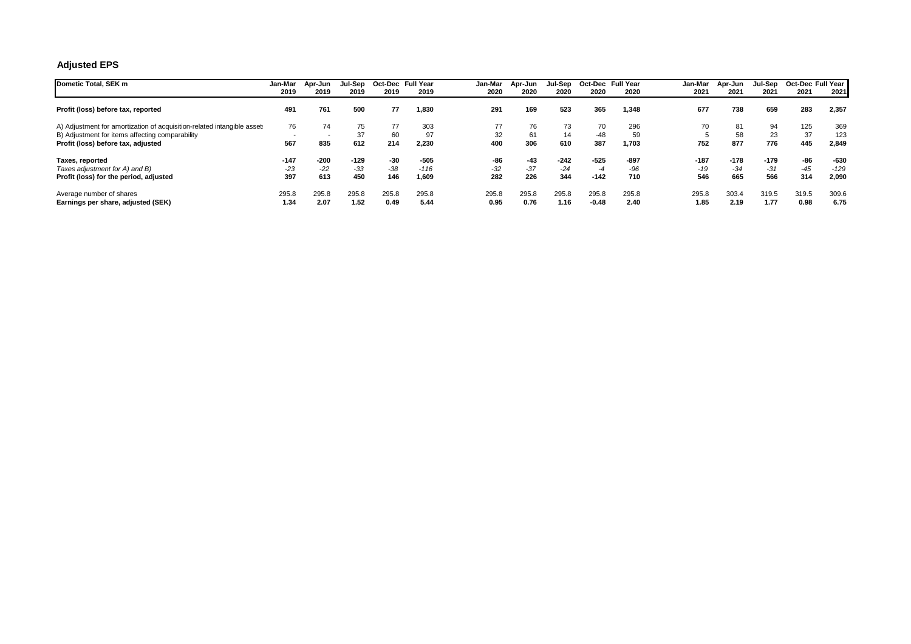## Adjusted EPS

| Dometic Total, SEK m | Jan-Mar 2019 | Apr-Jun 2019 | Jul-Sep 2019 | Oct-Dec 2019 | Full Year 2019 | Jan-Mar 2020 | Apr-Jun 2020 | Jul-Sep 2020 | Oct-Dec 2020 | Full Year 2020 | Jan-Mar 2021 | Apr-Jun 2021 | Jul-Sep 2021 | Oct-Dec 2021 | Full Year 2021 |
|---|---|---|---|---|---|---|---|---|---|---|---|---|---|---|---|
| **Profit (loss) before tax, reported** | **491** | **761** | **500** | **77** | **1,830** | **291** | **169** | **523** | **365** | **1,348** | **677** | **738** | **659** | **283** | **2,357** |
| A) Adjustment for amortization of acquisition-related intangible assets | 76 | 74 | 75 | 77 | 303 | 77 | 76 | 73 | 70 | 296 | 70 | 81 | 94 | 125 | 369 |
| B) Adjustment for items affecting comparability | - | - | 37 | 60 | 97 | 32 | 61 | 14 | -48 | 59 | 5 | 58 | 23 | 37 | 123 |
| **Profit (loss) before tax, adjusted** | **567** | **835** | **612** | **214** | **2,230** | **400** | **306** | **610** | **387** | **1,703** | **752** | **877** | **776** | **445** | **2,849** |
| **Taxes, reported** | **-147** | **-200** | **-129** | **-30** | **-505** | **-86** | **-43** | **-242** | **-525** | **-897** | **-187** | **-178** | **-179** | **-86** | **-630** |
| *Taxes adjustment for A) and B)* | *-23* | *-22* | *-33* | *-38* | *-116* | *-32* | *-37* | *-24* | *-4* | *-96* | *-19* | *-34* | *-31* | *-45* | *-129* |
| **Profit (loss) for the period, adjusted** | **397** | **613** | **450** | **146** | **1,609** | **282** | **226** | **344** | **-142** | **710** | **546** | **665** | **566** | **314** | **2,090** |
| Average number of shares | 295.8 | 295.8 | 295.8 | 295.8 | 295.8 | 295.8 | 295.8 | 295.8 | 295.8 | 295.8 | 295.8 | 303.4 | 319.5 | 319.5 | 309.6 |
| **Earnings per share, adjusted (SEK)** | **1.34** | **2.07** | **1.52** | **0.49** | **5.44** | **0.95** | **0.76** | **1.16** | **-0.48** | **2.40** | **1.85** | **2.19** | **1.77** | **0.98** | **6.75** |